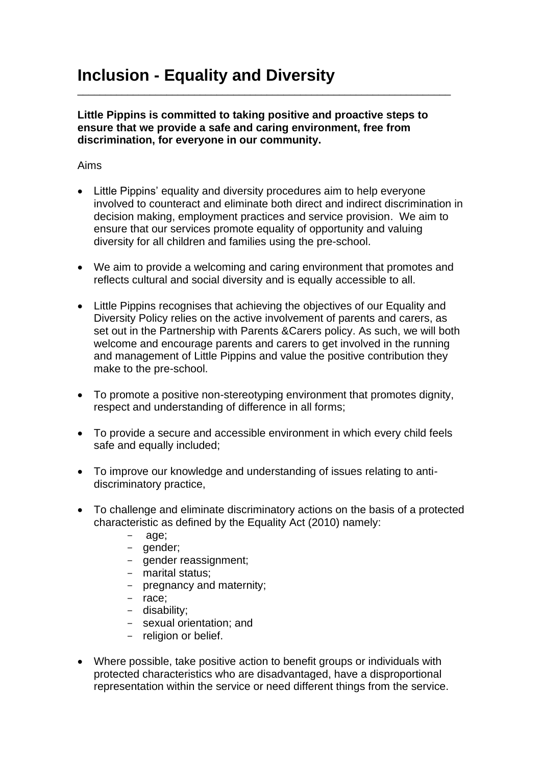# Inclusion - Equality and Diversity

**Little Pippins is committed to taking positive and proactive steps to ensure that we provide a safe and caring environment, free from discrimination, for everyone in our community.**

Aims

- Little Pippins' equality and diversity procedures aim to help everyone involved to counteract and eliminate both direct and indirect discrimination in decision making, employment practices and service provision. We aim to ensure that our services promote equality of opportunity and valuing diversity for all children and families using the pre-school.

- We aim to provide a welcoming and caring environment that promotes and reflects cultural and social diversity and is equally accessible to all.

- Little Pippins recognises that achieving the objectives of our Equality and Diversity Policy relies on the active involvement of parents and carers, as set out in the Partnership with Parents &Carers policy. As such, we will both welcome and encourage parents and carers to get involved in the running and management of Little Pippins and value the positive contribution they make to the pre-school.

- To promote a positive non-stereotyping environment that promotes dignity, respect and understanding of difference in all forms;

- To provide a secure and accessible environment in which every child feels safe and equally included;

- To improve our knowledge and understanding of issues relating to anti-discriminatory practice,

- To challenge and eliminate discriminatory actions on the basis of a protected characteristic as defined by the Equality Act (2010) namely:
  - age;
  - gender;
  - gender reassignment;
  - marital status;
  - pregnancy and maternity;
  - race;
  - disability;
  - sexual orientation; and
  - religion or belief.

- Where possible, take positive action to benefit groups or individuals with protected characteristics who are disadvantaged, have a disproportional representation within the service or need different things from the service.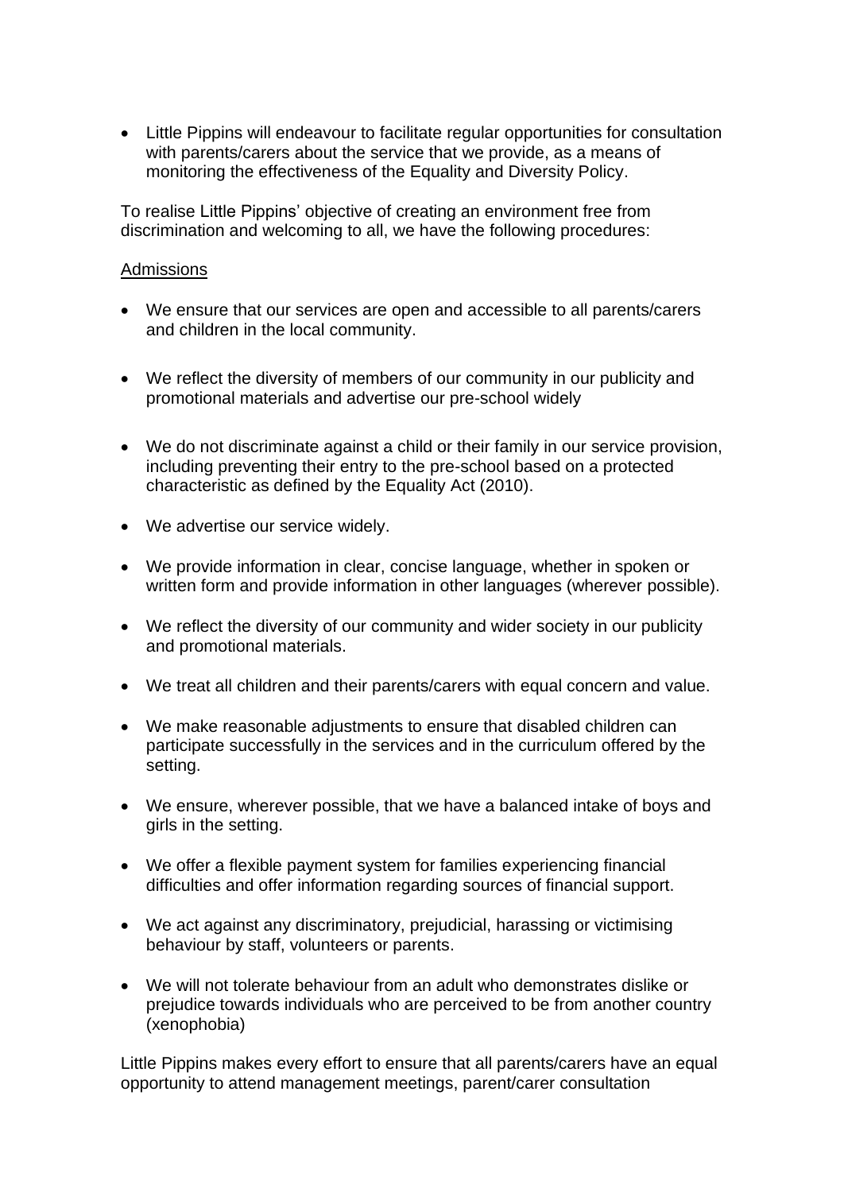- Little Pippins will endeavour to facilitate regular opportunities for consultation with parents/carers about the service that we provide, as a means of monitoring the effectiveness of the Equality and Diversity Policy.

To realise Little Pippins' objective of creating an environment free from discrimination and welcoming to all, we have the following procedures:

<u>Admissions</u>

- We ensure that our services are open and accessible to all parents/carers and children in the local community.
- We reflect the diversity of members of our community in our publicity and promotional materials and advertise our pre-school widely
- We do not discriminate against a child or their family in our service provision, including preventing their entry to the pre-school based on a protected characteristic as defined by the Equality Act (2010).
- We advertise our service widely.
- We provide information in clear, concise language, whether in spoken or written form and provide information in other languages (wherever possible).
- We reflect the diversity of our community and wider society in our publicity and promotional materials.
- We treat all children and their parents/carers with equal concern and value.
- We make reasonable adjustments to ensure that disabled children can participate successfully in the services and in the curriculum offered by the setting.
- We ensure, wherever possible, that we have a balanced intake of boys and girls in the setting.
- We offer a flexible payment system for families experiencing financial difficulties and offer information regarding sources of financial support.
- We act against any discriminatory, prejudicial, harassing or victimising behaviour by staff, volunteers or parents.
- We will not tolerate behaviour from an adult who demonstrates dislike or prejudice towards individuals who are perceived to be from another country (xenophobia)

Little Pippins makes every effort to ensure that all parents/carers have an equal opportunity to attend management meetings, parent/carer consultation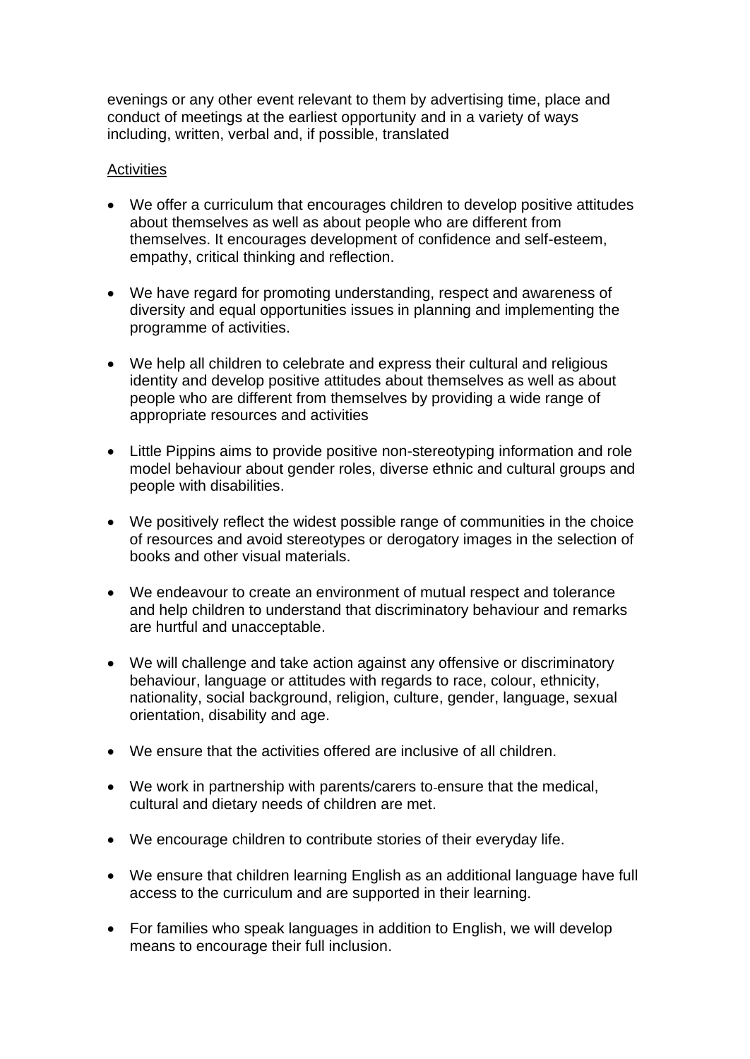evenings or any other event relevant to them by advertising time, place and conduct of meetings at the earliest opportunity and in a variety of ways including, written, verbal and, if possible, translated

Activities

- We offer a curriculum that encourages children to develop positive attitudes about themselves as well as about people who are different from themselves. It encourages development of confidence and self-esteem, empathy, critical thinking and reflection.
- We have regard for promoting understanding, respect and awareness of diversity and equal opportunities issues in planning and implementing the programme of activities.
- We help all children to celebrate and express their cultural and religious identity and develop positive attitudes about themselves as well as about people who are different from themselves by providing a wide range of appropriate resources and activities
- Little Pippins aims to provide positive non-stereotyping information and role model behaviour about gender roles, diverse ethnic and cultural groups and people with disabilities.
- We positively reflect the widest possible range of communities in the choice of resources and avoid stereotypes or derogatory images in the selection of books and other visual materials.
- We endeavour to create an environment of mutual respect and tolerance and help children to understand that discriminatory behaviour and remarks are hurtful and unacceptable.
- We will challenge and take action against any offensive or discriminatory behaviour, language or attitudes with regards to race, colour, ethnicity, nationality, social background, religion, culture, gender, language, sexual orientation, disability and age.
- We ensure that the activities offered are inclusive of all children.
- We work in partnership with parents/carers to ensure that the medical, cultural and dietary needs of children are met.
- We encourage children to contribute stories of their everyday life.
- We ensure that children learning English as an additional language have full access to the curriculum and are supported in their learning.
- For families who speak languages in addition to English, we will develop means to encourage their full inclusion.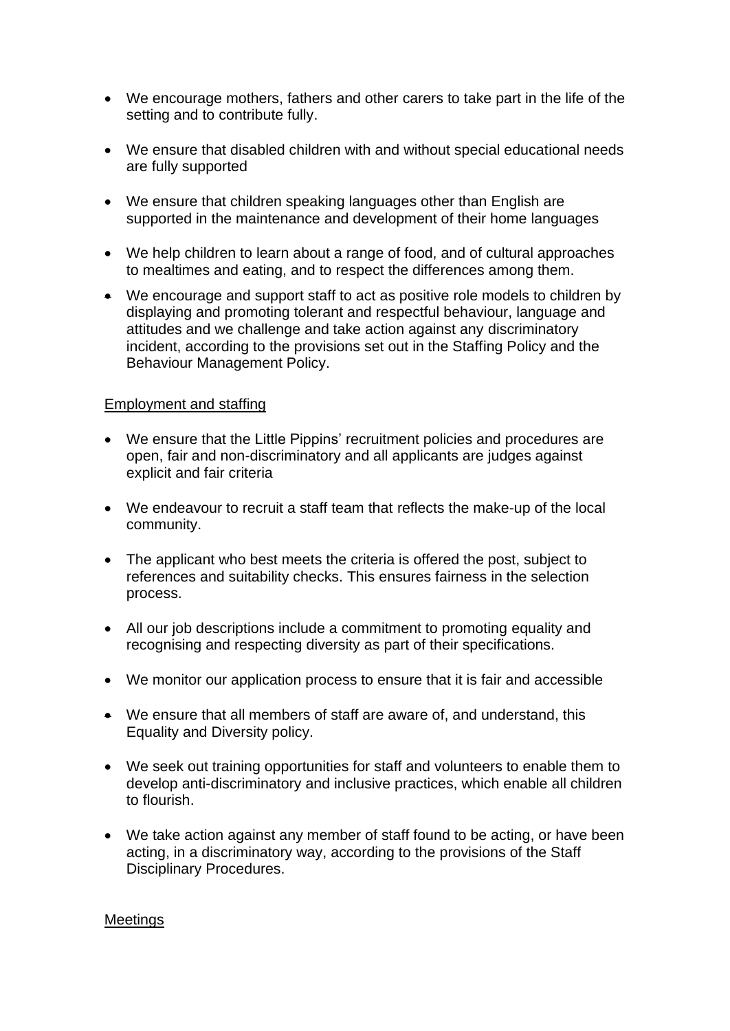- We encourage mothers, fathers and other carers to take part in the life of the setting and to contribute fully.

- We ensure that disabled children with and without special educational needs are fully supported

- We ensure that children speaking languages other than English are supported in the maintenance and development of their home languages

- We help children to learn about a range of food, and of cultural approaches to mealtimes and eating, and to respect the differences among them.

- We encourage and support staff to act as positive role models to children by displaying and promoting tolerant and respectful behaviour, language and attitudes and we challenge and take action against any discriminatory incident, according to the provisions set out in the Staffing Policy and the Behaviour Management Policy.

<u>Employment and staffing</u>

- We ensure that the Little Pippins' recruitment policies and procedures are open, fair and non-discriminatory and all applicants are judges against explicit and fair criteria

- We endeavour to recruit a staff team that reflects the make-up of the local community.

- The applicant who best meets the criteria is offered the post, subject to references and suitability checks. This ensures fairness in the selection process.

- All our job descriptions include a commitment to promoting equality and recognising and respecting diversity as part of their specifications.

- We monitor our application process to ensure that it is fair and accessible

- We ensure that all members of staff are aware of, and understand, this Equality and Diversity policy.

- We seek out training opportunities for staff and volunteers to enable them to develop anti-discriminatory and inclusive practices, which enable all children to flourish.

- We take action against any member of staff found to be acting, or have been acting, in a discriminatory way, according to the provisions of the Staff Disciplinary Procedures.

<u>Meetings</u>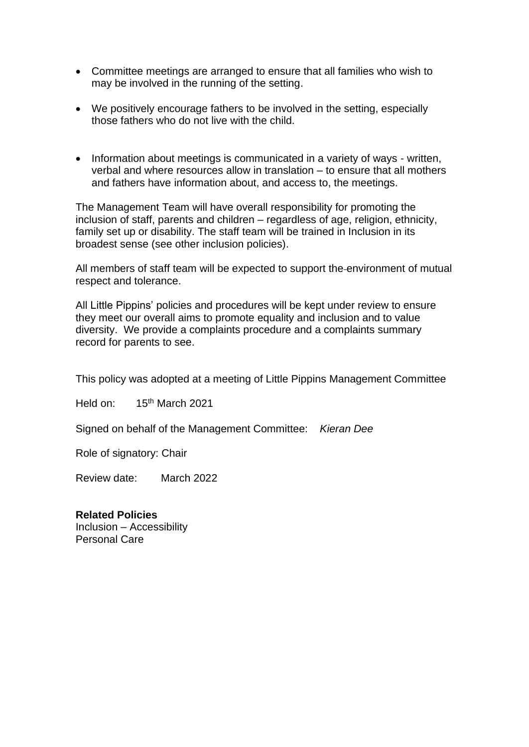- Committee meetings are arranged to ensure that all families who wish to may be involved in the running of the setting.
- We positively encourage fathers to be involved in the setting, especially those fathers who do not live with the child.
- Information about meetings is communicated in a variety of ways - written, verbal and where resources allow in translation – to ensure that all mothers and fathers have information about, and access to, the meetings.

The Management Team will have overall responsibility for promoting the inclusion of staff, parents and children – regardless of age, religion, ethnicity, family set up or disability. The staff team will be trained in Inclusion in its broadest sense (see other inclusion policies).

All members of staff team will be expected to support the environment of mutual respect and tolerance.

All Little Pippins' policies and procedures will be kept under review to ensure they meet our overall aims to promote equality and inclusion and to value diversity. We provide a complaints procedure and a complaints summary record for parents to see.

This policy was adopted at a meeting of Little Pippins Management Committee

Held on: 15th March 2021

Signed on behalf of the Management Committee: *Kieran Dee*

Role of signatory: Chair

Review date: March 2022

**Related Policies**
Inclusion – Accessibility
Personal Care